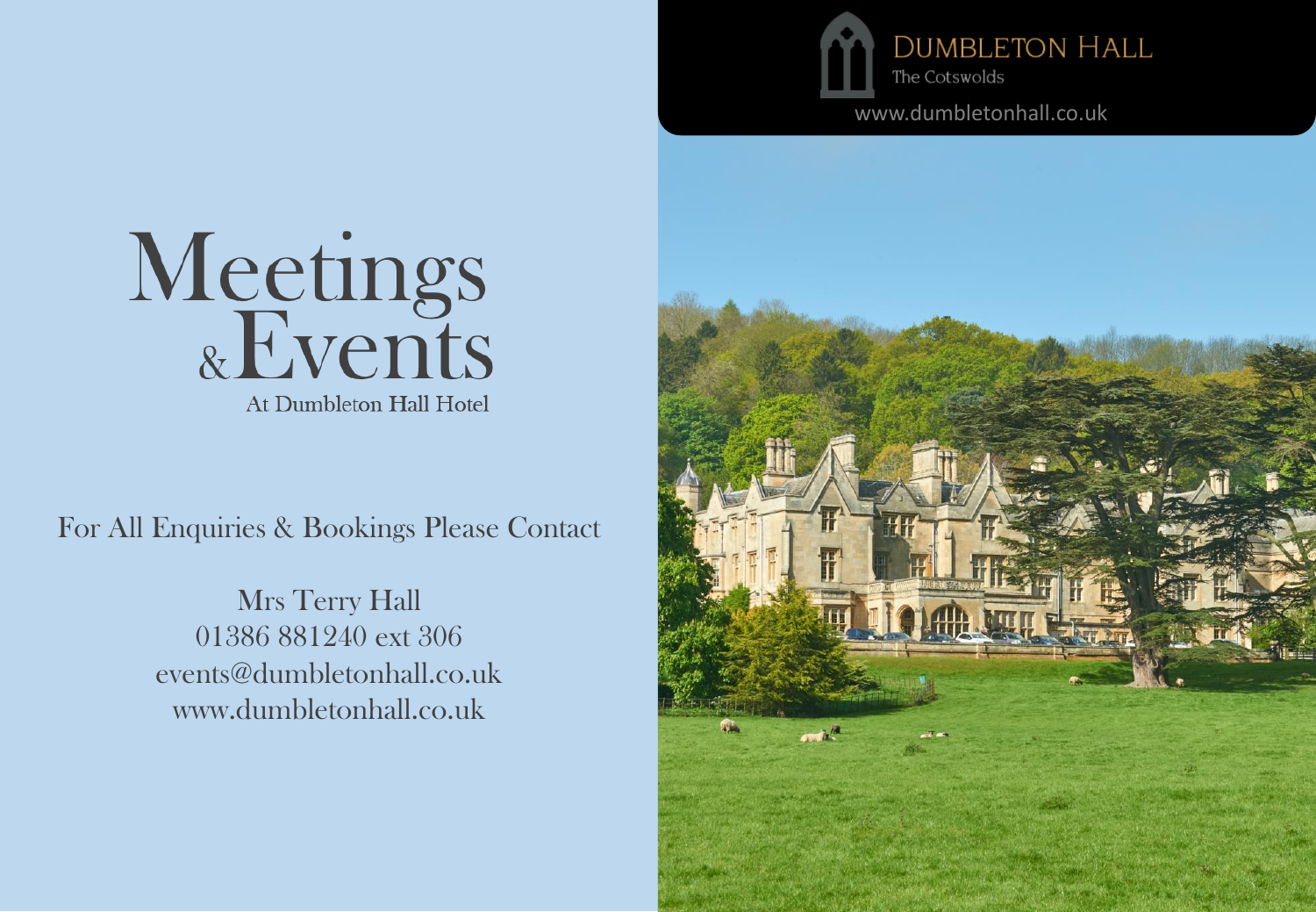# Meetings & Events

At Dumbleton Hall Hotel

For All Enquiries & Bookings Please Contact

Mrs Terry Hall
01386 881240 ext 306
events@dumbletonhall.co.uk
www.dumbletonhall.co.uk

DUMBLETON HALL
The Cotswolds
www.dumbletonhall.co.uk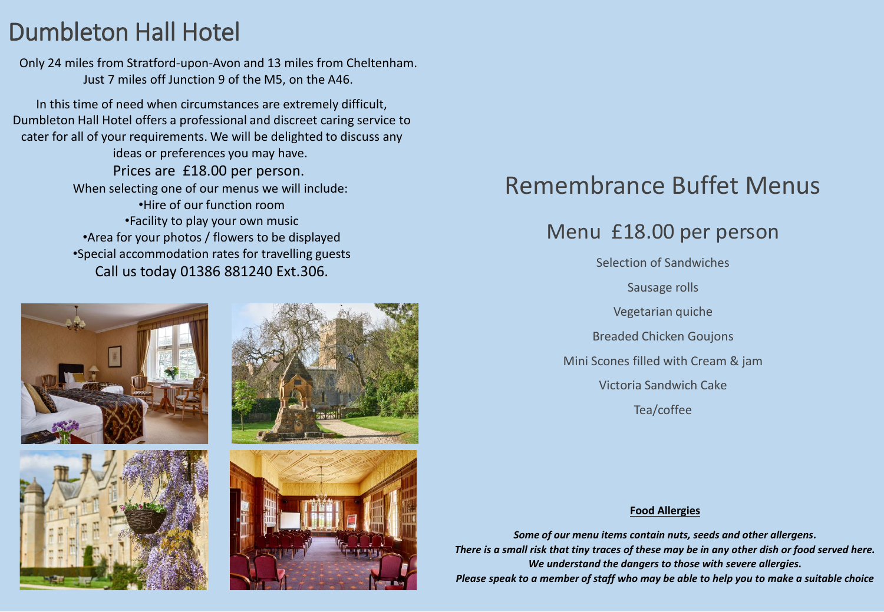# Dumbleton Hall Hotel

Only 24 miles from Stratford-upon-Avon and 13 miles from Cheltenham.
Just 7 miles off Junction 9 of the M5, on the A46.

In this time of need when circumstances are extremely difficult, Dumbleton Hall Hotel offers a professional and discreet caring service to cater for all of your requirements. We will be delighted to discuss any ideas or preferences you may have.

Prices are £18.00 per person.

When selecting one of our menus we will include:

- Hire of our function room
- Facility to play your own music
- Area for your photos / flowers to be displayed
- Special accommodation rates for travelling guests

Call us today 01386 881240 Ext.306.

# Remembrance Buffet Menus

## Menu £18.00 per person

Selection of Sandwiches

Sausage rolls

Vegetarian quiche

Breaded Chicken Goujons

Mini Scones filled with Cream & jam

Victoria Sandwich Cake

Tea/coffee

**Food Allergies**

***Some of our menu items contain nuts, seeds and other allergens.***
***There is a small risk that tiny traces of these may be in any other dish or food served here.***
***We understand the dangers to those with severe allergies.***
***Please speak to a member of staff who may be able to help you to make a suitable choice***